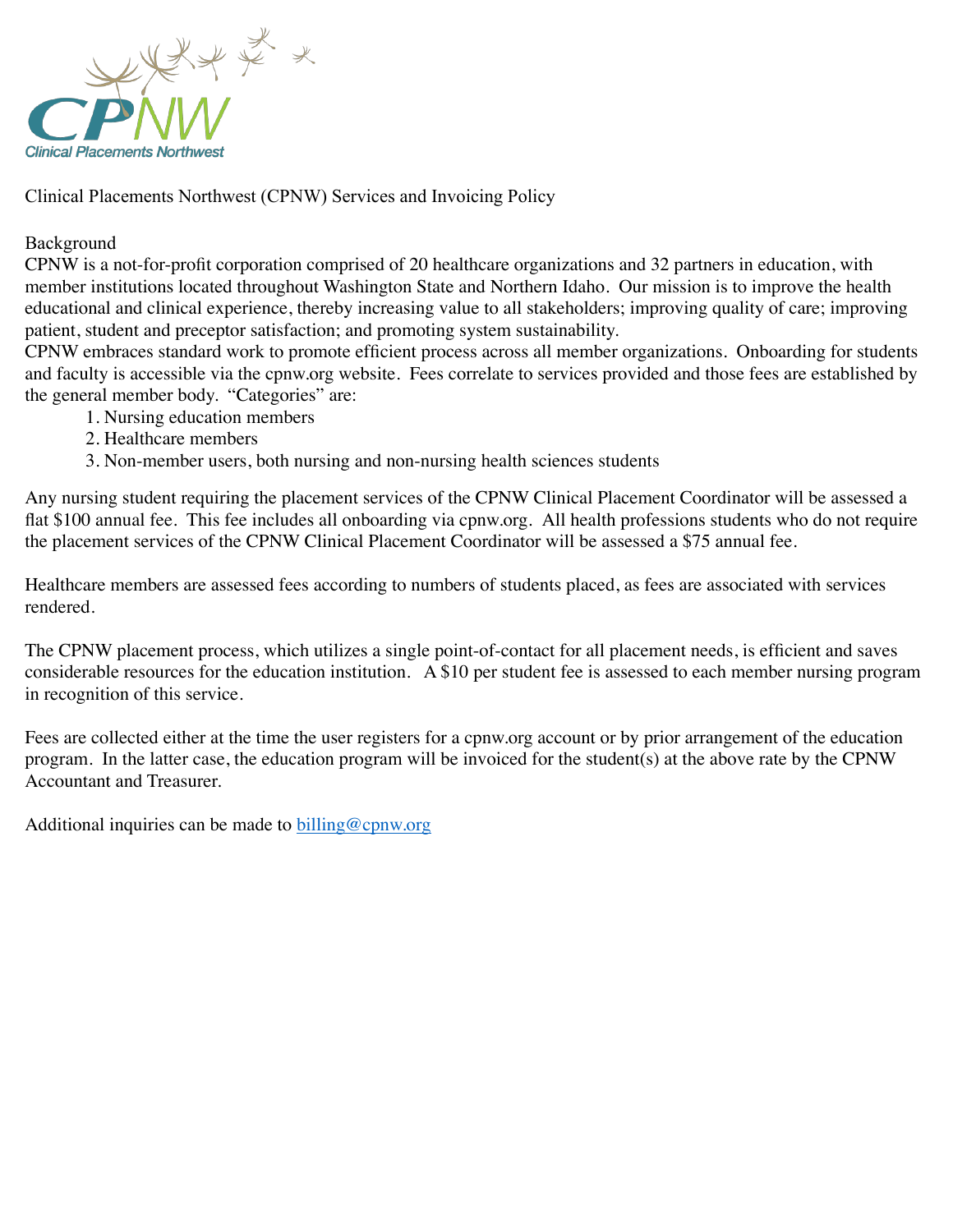Clinical Placements Northwest (CPNW) Services and Invoicing Policy

Background

CPNW is a not-for-profit corporation comprised of 20 healthcare organizations and 32 partners in education, with member institutions located throughout Washington State and Northern Idaho. Our mission is to improve the health educational and clinical experience, thereby increasing value to all stakeholders; improving quality of care; improving patient, student and preceptor satisfaction; and promoting system sustainability.

CPNW embraces standard work to promote efficient process across all member organizations. Onboarding for students and faculty is accessible via the cpnw.org website. Fees correlate to services provided and those fees are established by the general member body. "Categories" are:

1. Nursing education members
2. Healthcare members
3. Non-member users, both nursing and non-nursing health sciences students

Any nursing student requiring the placement services of the CPNW Clinical Placement Coordinator will be assessed a flat $100 annual fee. This fee includes all onboarding via cpnw.org. All health professions students who do not require the placement services of the CPNW Clinical Placement Coordinator will be assessed a $75 annual fee.

Healthcare members are assessed fees according to numbers of students placed, as fees are associated with services rendered.

The CPNW placement process, which utilizes a single point-of-contact for all placement needs, is efficient and saves considerable resources for the education institution. A $10 per student fee is assessed to each member nursing program in recognition of this service.

Fees are collected either at the time the user registers for a cpnw.org account or by prior arrangement of the education program. In the latter case, the education program will be invoiced for the student(s) at the above rate by the CPNW Accountant and Treasurer.

Additional inquiries can be made to billing@cpnw.org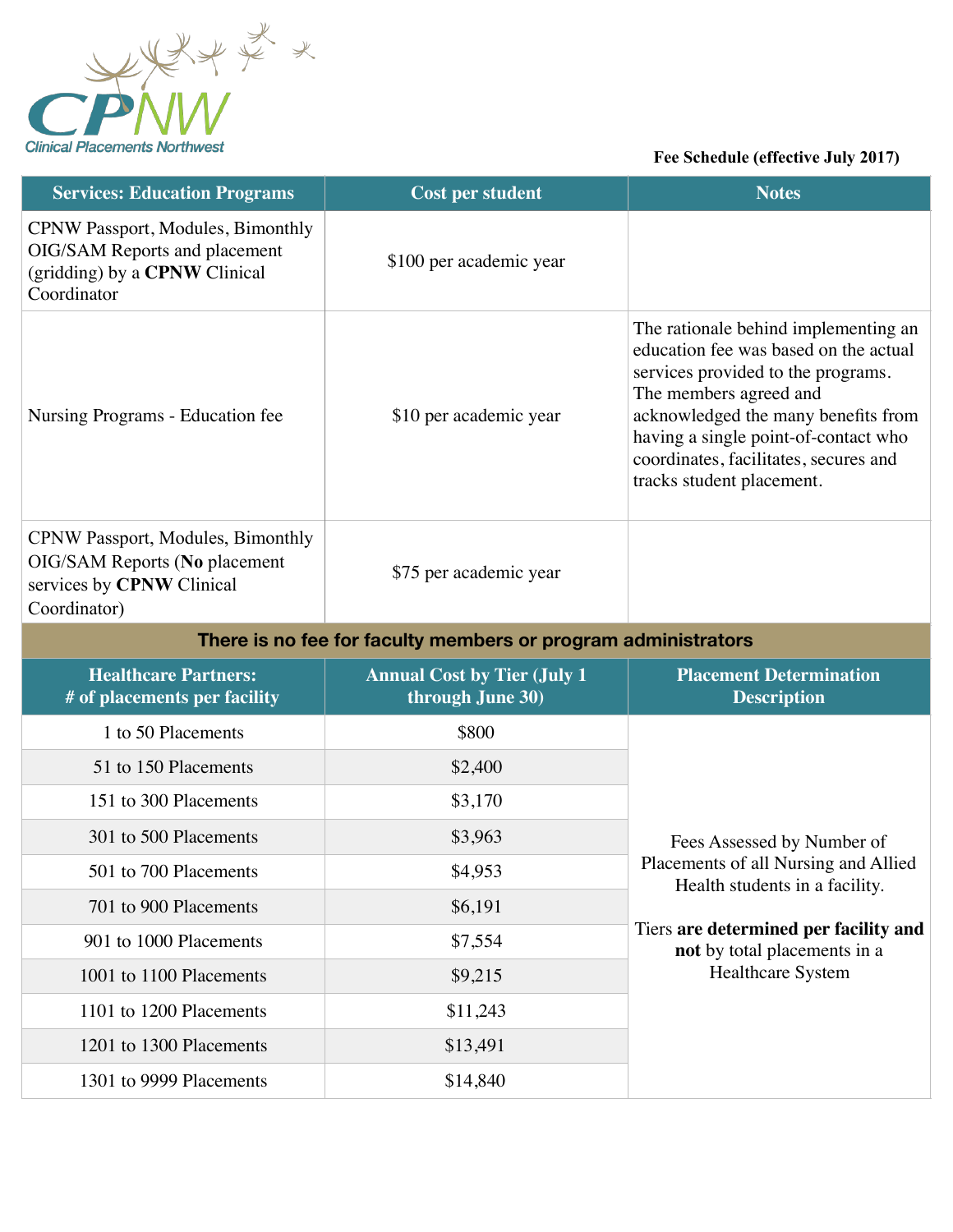CPNW
Clinical Placements Northwest

**Fee Schedule (effective July 2017)**

| Services: Education Programs | Cost per student | Notes |
|---|---|---|
| CPNW Passport, Modules, Bimonthly OIG/SAM Reports and placement (gridding) by a **CPNW** Clinical Coordinator | $100 per academic year | |
| Nursing Programs - Education fee | $10 per academic year | The rationale behind implementing an education fee was based on the actual services provided to the programs. The members agreed and acknowledged the many benefits from having a single point-of-contact who coordinates, facilitates, secures and tracks student placement. |
| CPNW Passport, Modules, Bimonthly OIG/SAM Reports (**No** placement services by **CPNW** Clinical Coordinator) | $75 per academic year | |

**There is no fee for faculty members or program administrators**

| Healthcare Partners: # of placements per facility | Annual Cost by Tier (July 1 through June 30) | Placement Determination Description |
|---|---|---|
| 1 to 50 Placements | $800 | Fees Assessed by Number of Placements of all Nursing and Allied Health students in a facility. Tiers **are determined per facility and not** by total placements in a Healthcare System |
| 51 to 150 Placements | $2,400 | |
| 151 to 300 Placements | $3,170 | |
| 301 to 500 Placements | $3,963 | |
| 501 to 700 Placements | $4,953 | |
| 701 to 900 Placements | $6,191 | |
| 901 to 1000 Placements | $7,554 | |
| 1001 to 1100 Placements | $9,215 | |
| 1101 to 1200 Placements | $11,243 | |
| 1201 to 1300 Placements | $13,491 | |
| 1301 to 9999 Placements | $14,840 | |